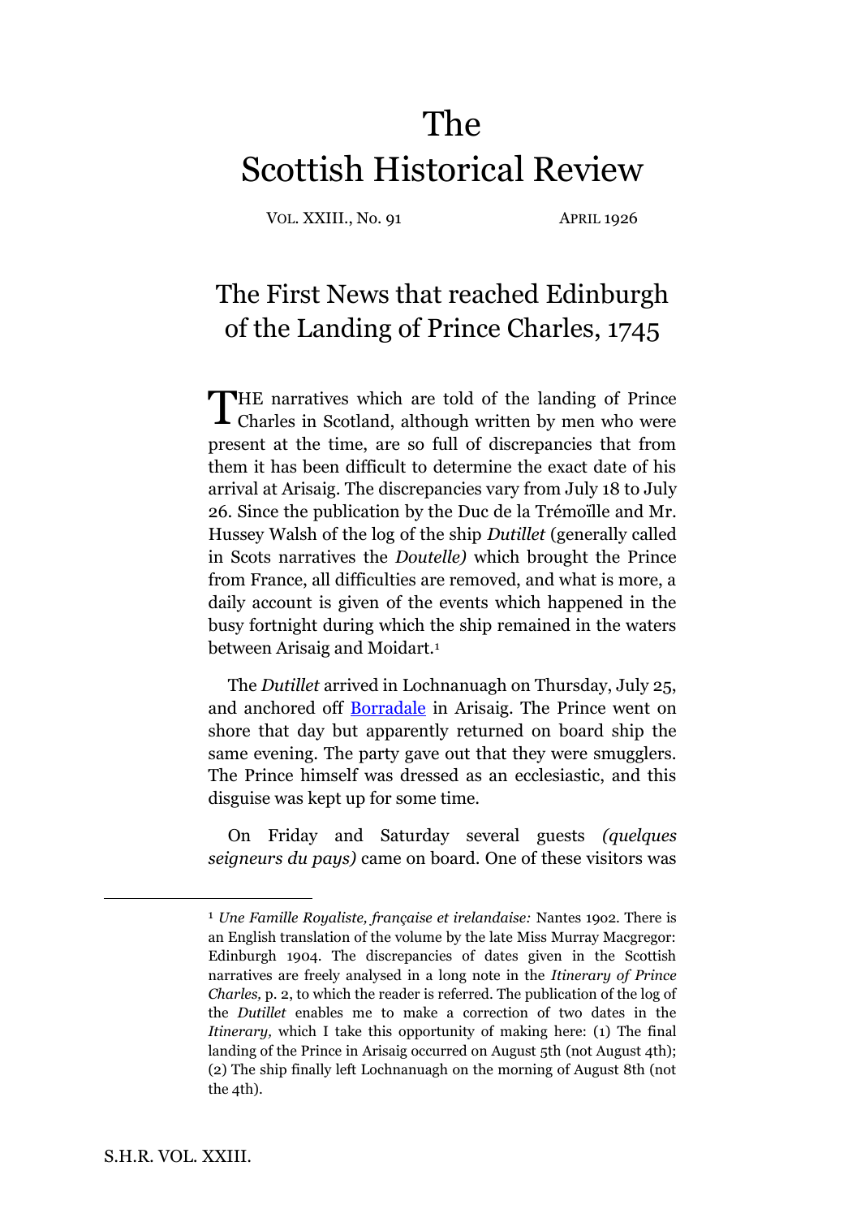# The Scottish Historical Review

VOL. XXIII., No. 91 APRIL 1926

## The First News that reached Edinburgh of the Landing of Prince Charles, 1745

THE narratives which are told of the landing of Prince Charles in Scotland, although written by men who were present at the time, are so full of discrepancies that from them it has been difficult to determine the exact date of his arrival at Arisaig. The discrepancies vary from July 18 to July 26. Since the publication by the Duc de la Trémoïlle and Mr. Hussey Walsh of the log of the ship *Dutillet* (generally called in Scots narratives the *Doutelle)* which brought the Prince from France, all difficulties are removed, and what is more, a daily account is given of the events which happened in the busy fortnight during which the ship remained in the waters between Arisaig and Moidart.[1]

The *Dutillet* arrived in Lochnanuagh on Thursday, July 25, and anchored off Borradale in Arisaig. The Prince went on shore that day but apparently returned on board ship the same evening. The party gave out that they were smugglers. The Prince himself was dressed as an ecclesiastic, and this disguise was kept up for some time.

On Friday and Saturday several guests *(quelques seigneurs du pays)* came on board. One of these visitors was

[1] *Une Famille Royaliste, française et irelandaise:* Nantes 1902. There is an English translation of the volume by the late Miss Murray Macgregor: Edinburgh 1904. The discrepancies of dates given in the Scottish narratives are freely analysed in a long note in the *Itinerary of Prince Charles,* p. 2, to which the reader is referred. The publication of the log of the *Dutillet* enables me to make a correction of two dates in the *Itinerary,* which I take this opportunity of making here: (1) The final landing of the Prince in Arisaig occurred on August 5th (not August 4th); (2) The ship finally left Lochnanuagh on the morning of August 8th (not the 4th).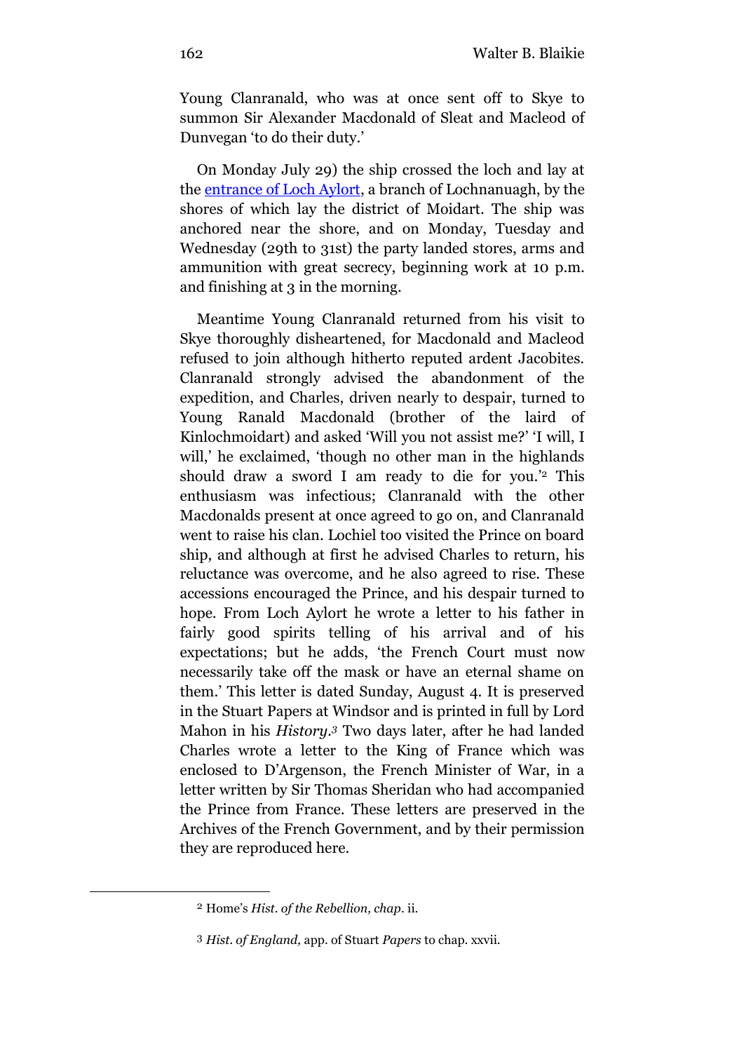Young Clanranald, who was at once sent off to Skye to summon Sir Alexander Macdonald of Sleat and Macleod of Dunvegan 'to do their duty.'

On Monday July 29) the ship crossed the loch and lay at the [entrance of Loch Aylort](), a branch of Lochnanuagh, by the shores of which lay the district of Moidart. The ship was anchored near the shore, and on Monday, Tuesday and Wednesday (29th to 31st) the party landed stores, arms and ammunition with great secrecy, beginning work at 10 p.m. and finishing at 3 in the morning.

Meantime Young Clanranald returned from his visit to Skye thoroughly disheartened, for Macdonald and Macleod refused to join although hitherto reputed ardent Jacobites. Clanranald strongly advised the abandonment of the expedition, and Charles, driven nearly to despair, turned to Young Ranald Macdonald (brother of the laird of Kinlochmoidart) and asked 'Will you not assist me?' 'I will, I will,' he exclaimed, 'though no other man in the highlands should draw a sword I am ready to die for you.'[2] This enthusiasm was infectious; Clanranald with the other Macdonalds present at once agreed to go on, and Clanranald went to raise his clan. Lochiel too visited the Prince on board ship, and although at first he advised Charles to return, his reluctance was overcome, and he also agreed to rise. These accessions encouraged the Prince, and his despair turned to hope. From Loch Aylort he wrote a letter to his father in fairly good spirits telling of his arrival and of his expectations; but he adds, 'the French Court must now necessarily take off the mask or have an eternal shame on them.' This letter is dated Sunday, August 4. It is preserved in the Stuart Papers at Windsor and is printed in full by Lord Mahon in his *History*.[3] Two days later, after he had landed Charles wrote a letter to the King of France which was enclosed to D'Argenson, the French Minister of War, in a letter written by Sir Thomas Sheridan who had accompanied the Prince from France. These letters are preserved in the Archives of the French Government, and by their permission they are reproduced here.

---

[2] Home's *Hist. of the Rebellion, chap*. ii.

[3] *Hist. of England,* app. of Stuart *Papers* to chap. xxvii.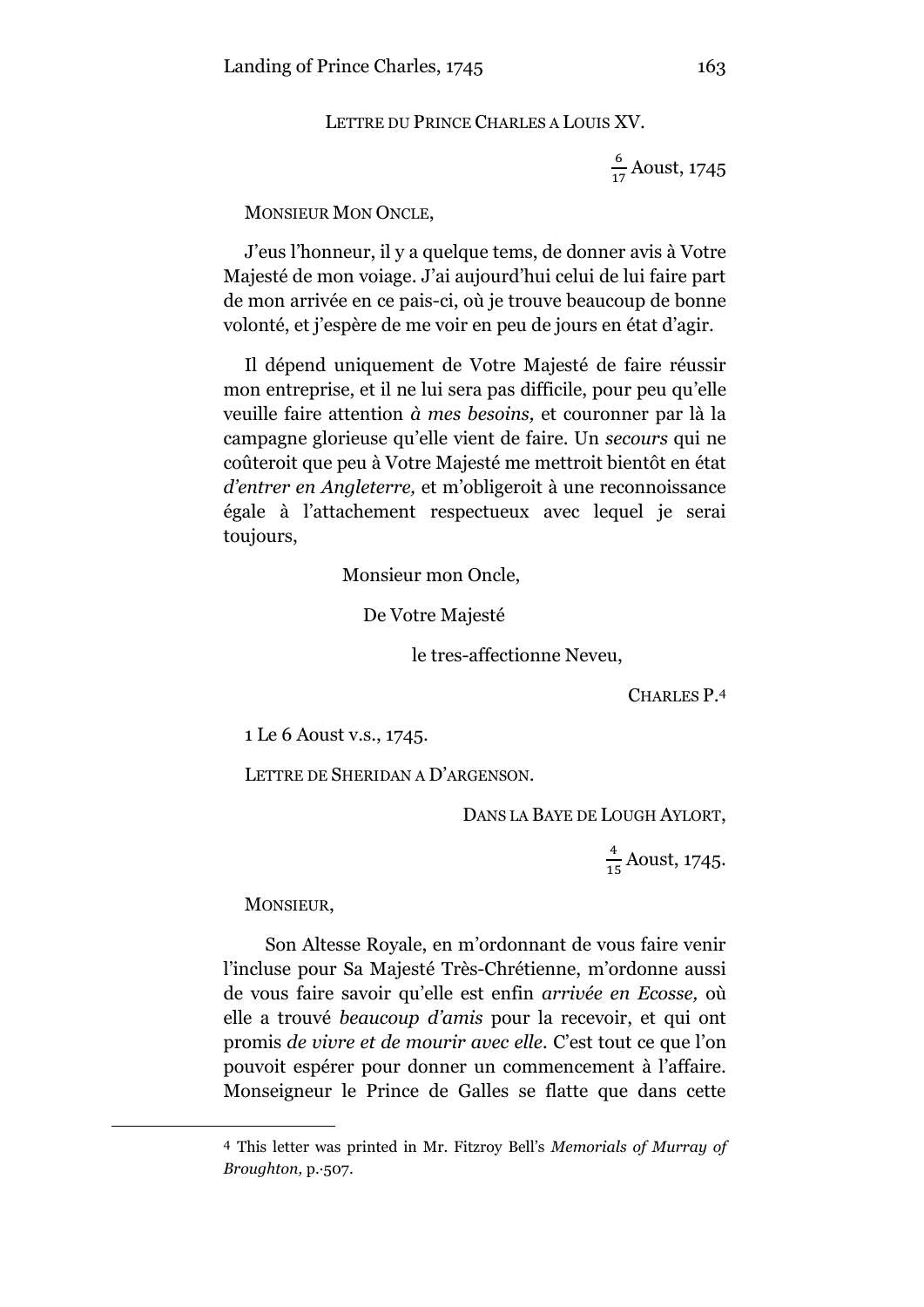LETTRE DU PRINCE CHARLES A LOUIS XV.

$\frac{6}{17}$ Aoust, 1745

MONSIEUR MON ONCLE,

J'eus l'honneur, il y a quelque tems, de donner avis à Votre Majesté de mon voiage. J'ai aujourd'hui celui de lui faire part de mon arrivée en ce pais-ci, où je trouve beaucoup de bonne volonté, et j'espère de me voir en peu de jours en état d'agir.

Il dépend uniquement de Votre Majesté de faire réussir mon entreprise, et il ne lui sera pas difficile, pour peu qu'elle veuille faire attention *à mes besoins,* et couronner par là la campagne glorieuse qu'elle vient de faire. Un *secours* qui ne coûteroit que peu à Votre Majesté me mettroit bientôt en état *d'entrer en Angleterre,* et m'obligeroit à une reconnoissance égale à l'attachement respectueux avec lequel je serai toujours,

Monsieur mon Oncle,

De Votre Majesté

le tres-affectionne Neveu,

CHARLES P.[4]

1 Le 6 Aoust v.s., 1745.

LETTRE DE SHERIDAN A D'ARGENSON.

DANS LA BAYE DE LOUGH AYLORT,

$\frac{4}{15}$ Aoust, 1745.

MONSIEUR,

Son Altesse Royale, en m'ordonnant de vous faire venir l'incluse pour Sa Majesté Très-Chrétienne, m'ordonne aussi de vous faire savoir qu'elle est enfin *arrivée en Ecosse,* où elle a trouvé *beaucoup d'amis* pour la recevoir, et qui ont promis *de vivre et de mourir avec elle.* C'est tout ce que l'on pouvoit espérer pour donner un commencement à l'affaire. Monseigneur le Prince de Galles se flatte que dans cette

---

[4] This letter was printed in Mr. Fitzroy Bell's *Memorials of Murray of Broughton,* p. 507.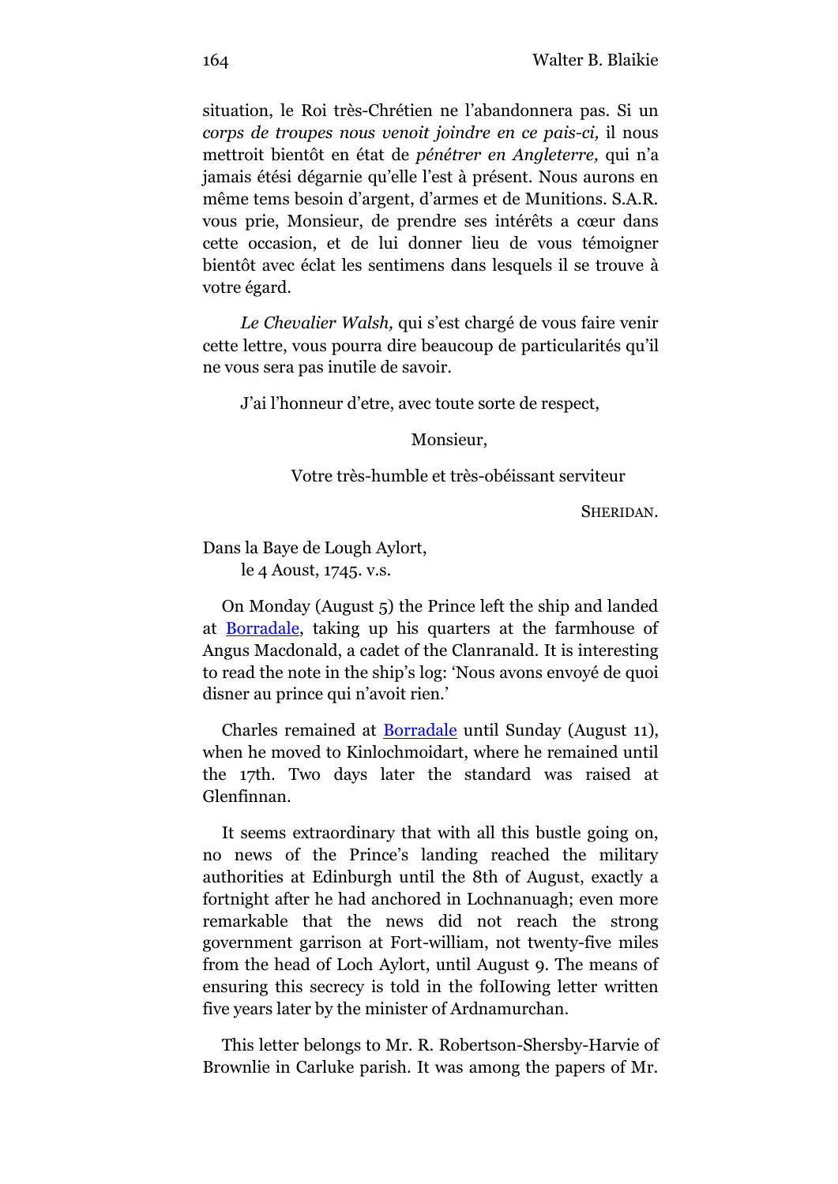situation, le Roi très-Chrétien ne l'abandonnera pas. Si un *corps de troupes nous venoit joindre en ce pais-ci,* il nous mettroit bientôt en état de *pénétrer en Angleterre,* qui n'a jamais étési dégarnie qu'elle l'est à présent. Nous aurons en même tems besoin d'argent, d'armes et de Munitions. S.A.R. vous prie, Monsieur, de prendre ses intérêts a cœur dans cette occasion, et de lui donner lieu de vous témoigner bientôt avec éclat les sentimens dans lesquels il se trouve à votre égard.

*Le Chevalier Walsh,* qui s'est chargé de vous faire venir cette lettre, vous pourra dire beaucoup de particularités qu'il ne vous sera pas inutile de savoir.

J'ai l'honneur d'etre, avec toute sorte de respect,

Monsieur,

Votre très-humble et très-obéissant serviteur

SHERIDAN.

Dans la Baye de Lough Aylort,
le 4 Aoust, 1745. v.s.

On Monday (August 5) the Prince left the ship and landed at Borradale, taking up his quarters at the farmhouse of Angus Macdonald, a cadet of the Clanranald. It is interesting to read the note in the ship's log: 'Nous avons envoyé de quoi disner au prince qui n'avoit rien.'

Charles remained at Borradale until Sunday (August 11), when he moved to Kinlochmoidart, where he remained until the 17th. Two days later the standard was raised at Glenfinnan.

It seems extraordinary that with all this bustle going on, no news of the Prince's landing reached the military authorities at Edinburgh until the 8th of August, exactly a fortnight after he had anchored in Lochnanuagh; even more remarkable that the news did not reach the strong government garrison at Fort-william, not twenty-five miles from the head of Loch Aylort, until August 9. The means of ensuring this secrecy is told in the folIowing letter written five years later by the minister of Ardnamurchan.

This letter belongs to Mr. R. Robertson-Shersby-Harvie of Brownlie in Carluke parish. It was among the papers of Mr.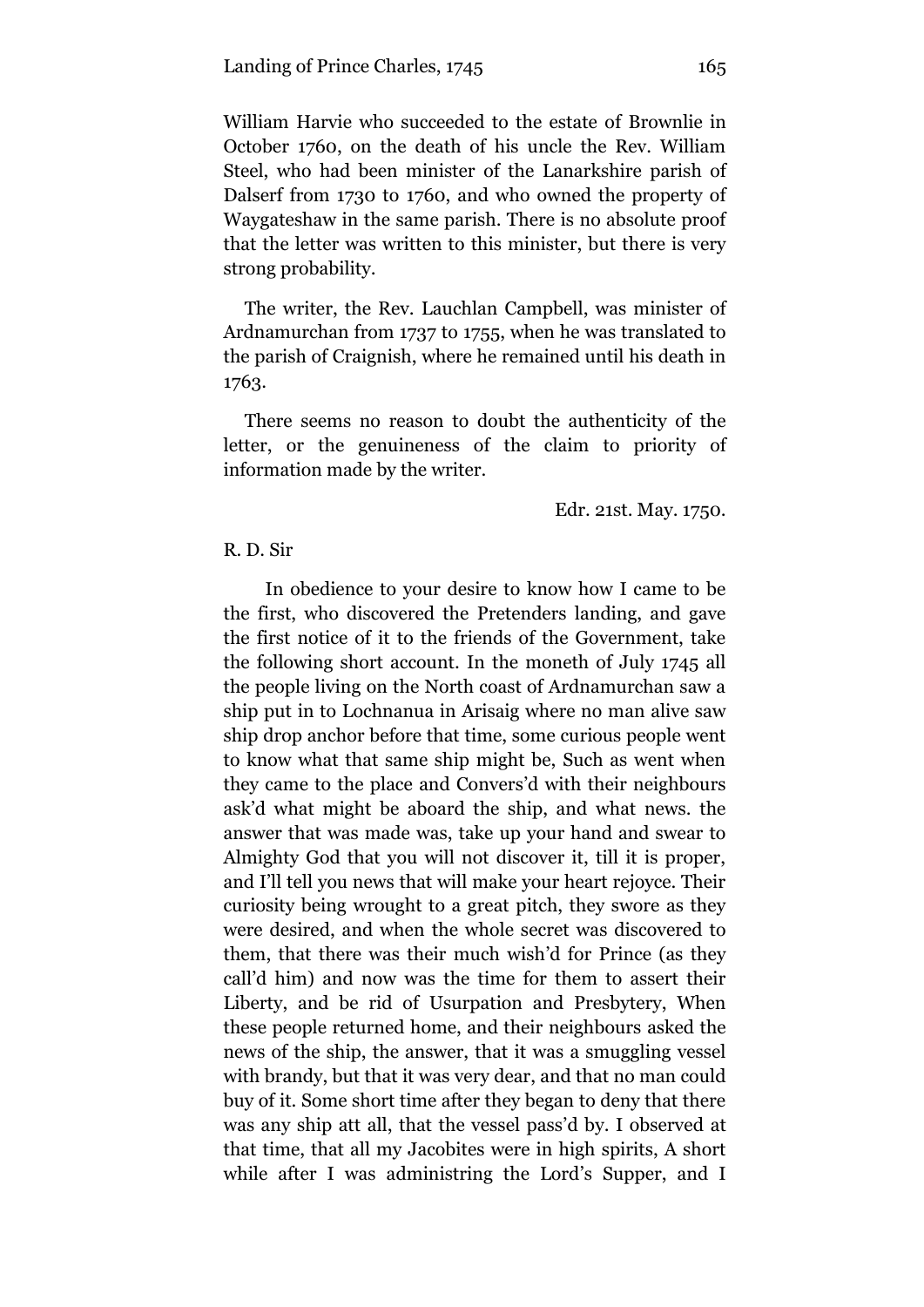William Harvie who succeeded to the estate of Brownlie in October 1760, on the death of his uncle the Rev. William Steel, who had been minister of the Lanarkshire parish of Dalserf from 1730 to 1760, and who owned the property of Waygateshaw in the same parish. There is no absolute proof that the letter was written to this minister, but there is very strong probability.

The writer, the Rev. Lauchlan Campbell, was minister of Ardnamurchan from 1737 to 1755, when he was translated to the parish of Craignish, where he remained until his death in 1763.

There seems no reason to doubt the authenticity of the letter, or the genuineness of the claim to priority of information made by the writer.

Edr. 21st. May. 1750.

R. D. Sir

In obedience to your desire to know how I came to be the first, who discovered the Pretenders landing, and gave the first notice of it to the friends of the Government, take the following short account. In the moneth of July 1745 all the people living on the North coast of Ardnamurchan saw a ship put in to Lochnanua in Arisaig where no man alive saw ship drop anchor before that time, some curious people went to know what that same ship might be, Such as went when they came to the place and Convers'd with their neighbours ask'd what might be aboard the ship, and what news. the answer that was made was, take up your hand and swear to Almighty God that you will not discover it, till it is proper, and I'll tell you news that will make your heart rejoyce. Their curiosity being wrought to a great pitch, they swore as they were desired, and when the whole secret was discovered to them, that there was their much wish'd for Prince (as they call'd him) and now was the time for them to assert their Liberty, and be rid of Usurpation and Presbytery, When these people returned home, and their neighbours asked the news of the ship, the answer, that it was a smuggling vessel with brandy, but that it was very dear, and that no man could buy of it. Some short time after they began to deny that there was any ship att all, that the vessel pass'd by. I observed at that time, that all my Jacobites were in high spirits, A short while after I was administring the Lord's Supper, and I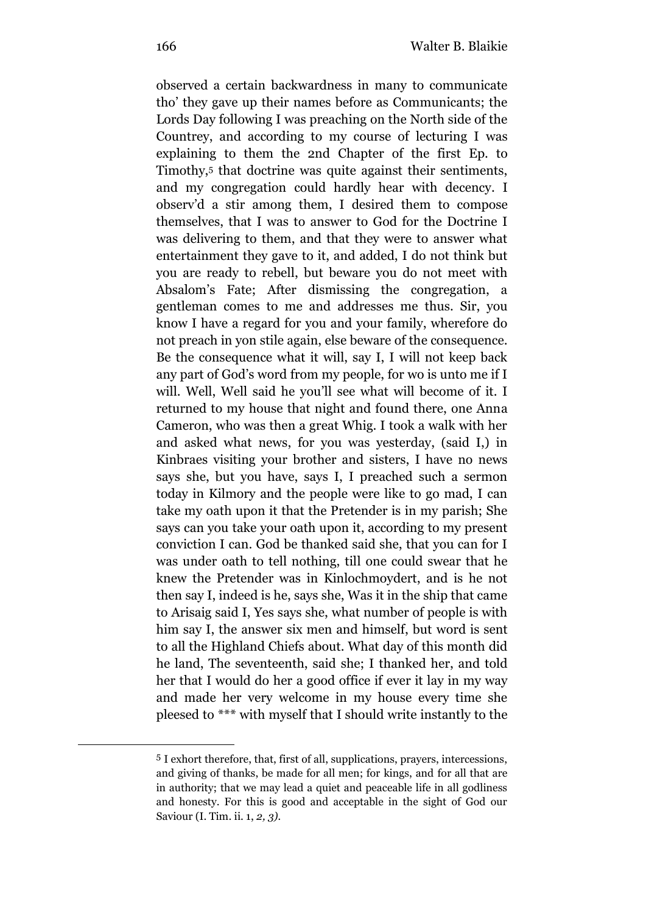observed a certain backwardness in many to communicate tho' they gave up their names before as Communicants; the Lords Day following I was preaching on the North side of the Countrey, and according to my course of lecturing I was explaining to them the 2nd Chapter of the first Ep. to Timothy,[5] that doctrine was quite against their sentiments, and my congregation could hardly hear with decency. I observ'd a stir among them, I desired them to compose themselves, that I was to answer to God for the Doctrine I was delivering to them, and that they were to answer what entertainment they gave to it, and added, I do not think but you are ready to rebell, but beware you do not meet with Absalom's Fate; After dismissing the congregation, a gentleman comes to me and addresses me thus. Sir, you know I have a regard for you and your family, wherefore do not preach in yon stile again, else beware of the consequence. Be the consequence what it will, say I, I will not keep back any part of God's word from my people, for wo is unto me if I will. Well, Well said he you'll see what will become of it. I returned to my house that night and found there, one Anna Cameron, who was then a great Whig. I took a walk with her and asked what news, for you was yesterday, (said I,) in Kinbraes visiting your brother and sisters, I have no news says she, but you have, says I, I preached such a sermon today in Kilmory and the people were like to go mad, I can take my oath upon it that the Pretender is in my parish; She says can you take your oath upon it, according to my present conviction I can. God be thanked said she, that you can for I was under oath to tell nothing, till one could swear that he knew the Pretender was in Kinlochmoydert, and is he not then say I, indeed is he, says she, Was it in the ship that came to Arisaig said I, Yes says she, what number of people is with him say I, the answer six men and himself, but word is sent to all the Highland Chiefs about. What day of this month did he land, The seventeenth, said she; I thanked her, and told her that I would do her a good office if ever it lay in my way and made her very welcome in my house every time she pleesed to *** with myself that I should write instantly to the

---

[5] I exhort therefore, that, first of all, supplications, prayers, intercessions, and giving of thanks, be made for all men; for kings, and for all that are in authority; that we may lead a quiet and peaceable life in all godliness and honesty. For this is good and acceptable in the sight of God our Saviour (I. Tim. ii. 1, *2, 3*).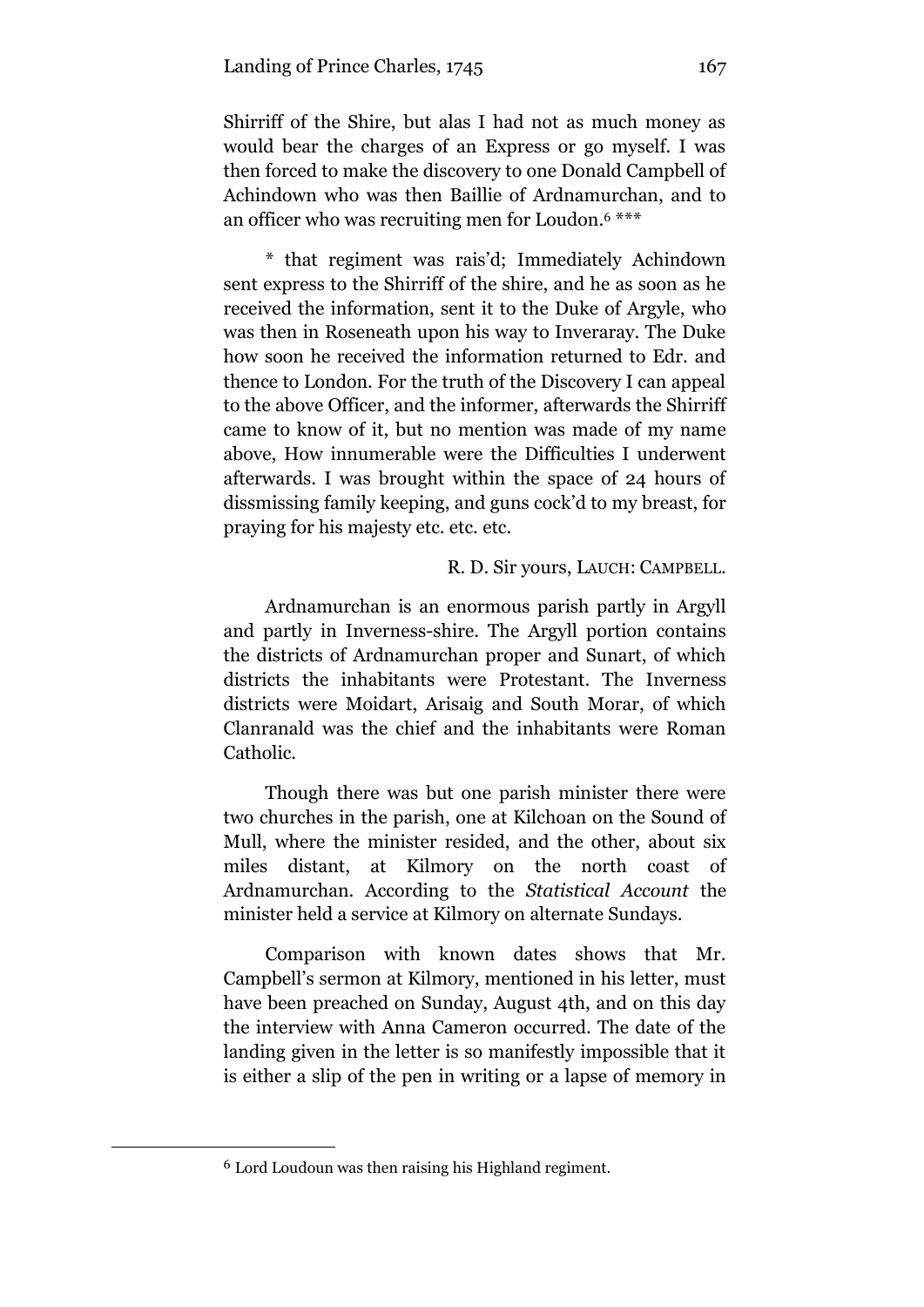Shirriff of the Shire, but alas I had not as much money as would bear the charges of an Express or go myself. I was then forced to make the discovery to one Donald Campbell of Achindown who was then Baillie of Ardnamurchan, and to an officer who was recruiting men for Loudon.[6] ***

\* that regiment was rais'd; Immediately Achindown sent express to the Shirriff of the shire, and he as soon as he received the information, sent it to the Duke of Argyle, who was then in Roseneath upon his way to Inveraray. The Duke how soon he received the information returned to Edr. and thence to London. For the truth of the Discovery I can appeal to the above Officer, and the informer, afterwards the Shirriff came to know of it, but no mention was made of my name above, How innumerable were the Difficulties I underwent afterwards. I was brought within the space of 24 hours of dissmissing family keeping, and guns cock'd to my breast, for praying for his majesty etc. etc. etc.

R. D. Sir yours, LAUCH: CAMPBELL.

Ardnamurchan is an enormous parish partly in Argyll and partly in Inverness-shire. The Argyll portion contains the districts of Ardnamurchan proper and Sunart, of which districts the inhabitants were Protestant. The Inverness districts were Moidart, Arisaig and South Morar, of which Clanranald was the chief and the inhabitants were Roman Catholic.

Though there was but one parish minister there were two churches in the parish, one at Kilchoan on the Sound of Mull, where the minister resided, and the other, about six miles distant, at Kilmory on the north coast of Ardnamurchan. According to the *Statistical Account* the minister held a service at Kilmory on alternate Sundays.

Comparison with known dates shows that Mr. Campbell's sermon at Kilmory, mentioned in his letter, must have been preached on Sunday, August 4th, and on this day the interview with Anna Cameron occurred. The date of the landing given in the letter is so manifestly impossible that it is either a slip of the pen in writing or a lapse of memory in

[6] Lord Loudoun was then raising his Highland regiment.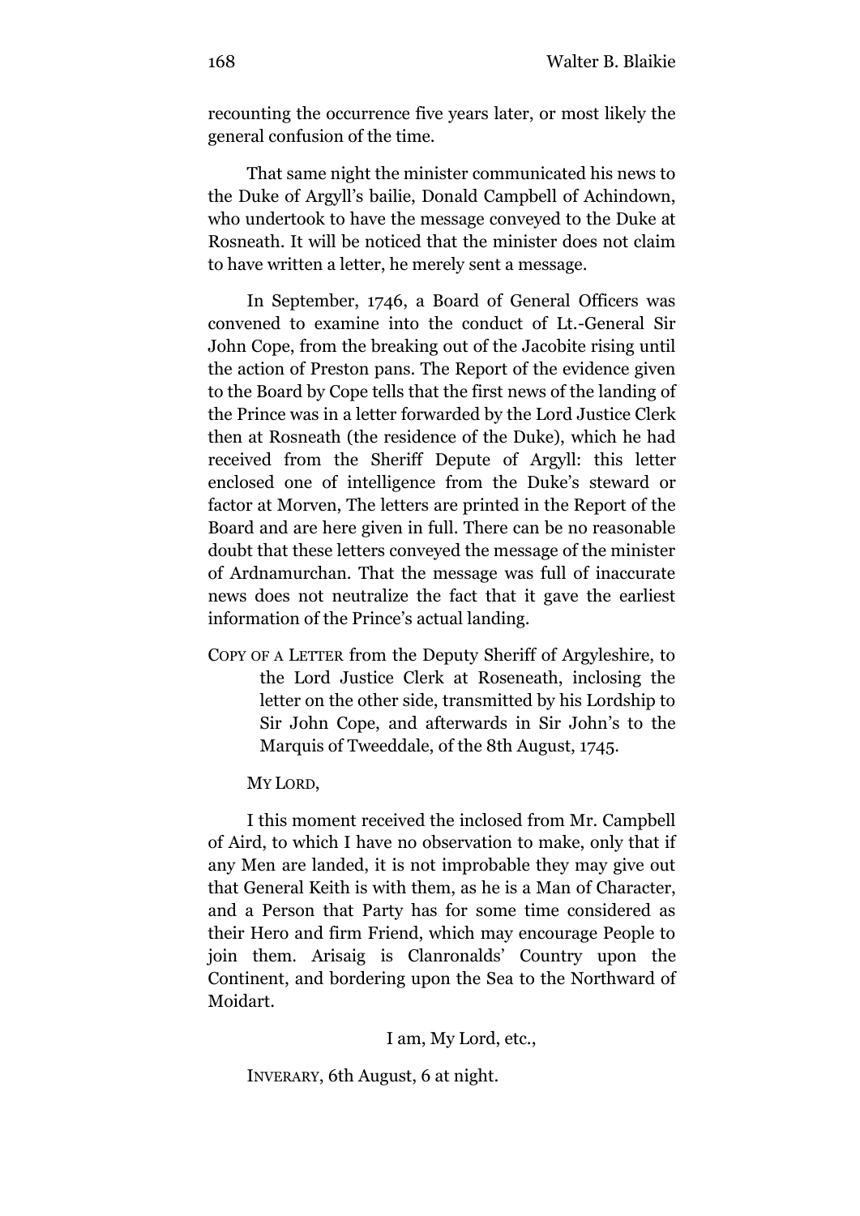recounting the occurrence five years later, or most likely the general confusion of the time.

That same night the minister communicated his news to the Duke of Argyll's bailie, Donald Campbell of Achindown, who undertook to have the message conveyed to the Duke at Rosneath. It will be noticed that the minister does not claim to have written a letter, he merely sent a message.

In September, 1746, a Board of General Officers was convened to examine into the conduct of Lt.-General Sir John Cope, from the breaking out of the Jacobite rising until the action of Preston pans. The Report of the evidence given to the Board by Cope tells that the first news of the landing of the Prince was in a letter forwarded by the Lord Justice Clerk then at Rosneath (the residence of the Duke), which he had received from the Sheriff Depute of Argyll: this letter enclosed one of intelligence from the Duke's steward or factor at Morven, The letters are printed in the Report of the Board and are here given in full. There can be no reasonable doubt that these letters conveyed the message of the minister of Ardnamurchan. That the message was full of inaccurate news does not neutralize the fact that it gave the earliest information of the Prince's actual landing.

COPY OF A LETTER from the Deputy Sheriff of Argyleshire, to the Lord Justice Clerk at Roseneath, inclosing the letter on the other side, transmitted by his Lordship to Sir John Cope, and afterwards in Sir John's to the Marquis of Tweeddale, of the 8th August, 1745.

MY LORD,

I this moment received the inclosed from Mr. Campbell of Aird, to which I have no observation to make, only that if any Men are landed, it is not improbable they may give out that General Keith is with them, as he is a Man of Character, and a Person that Party has for some time considered as their Hero and firm Friend, which may encourage People to join them. Arisaig is Clanronalds' Country upon the Continent, and bordering upon the Sea to the Northward of Moidart.

I am, My Lord, etc.,

INVERARY, 6th August, 6 at night.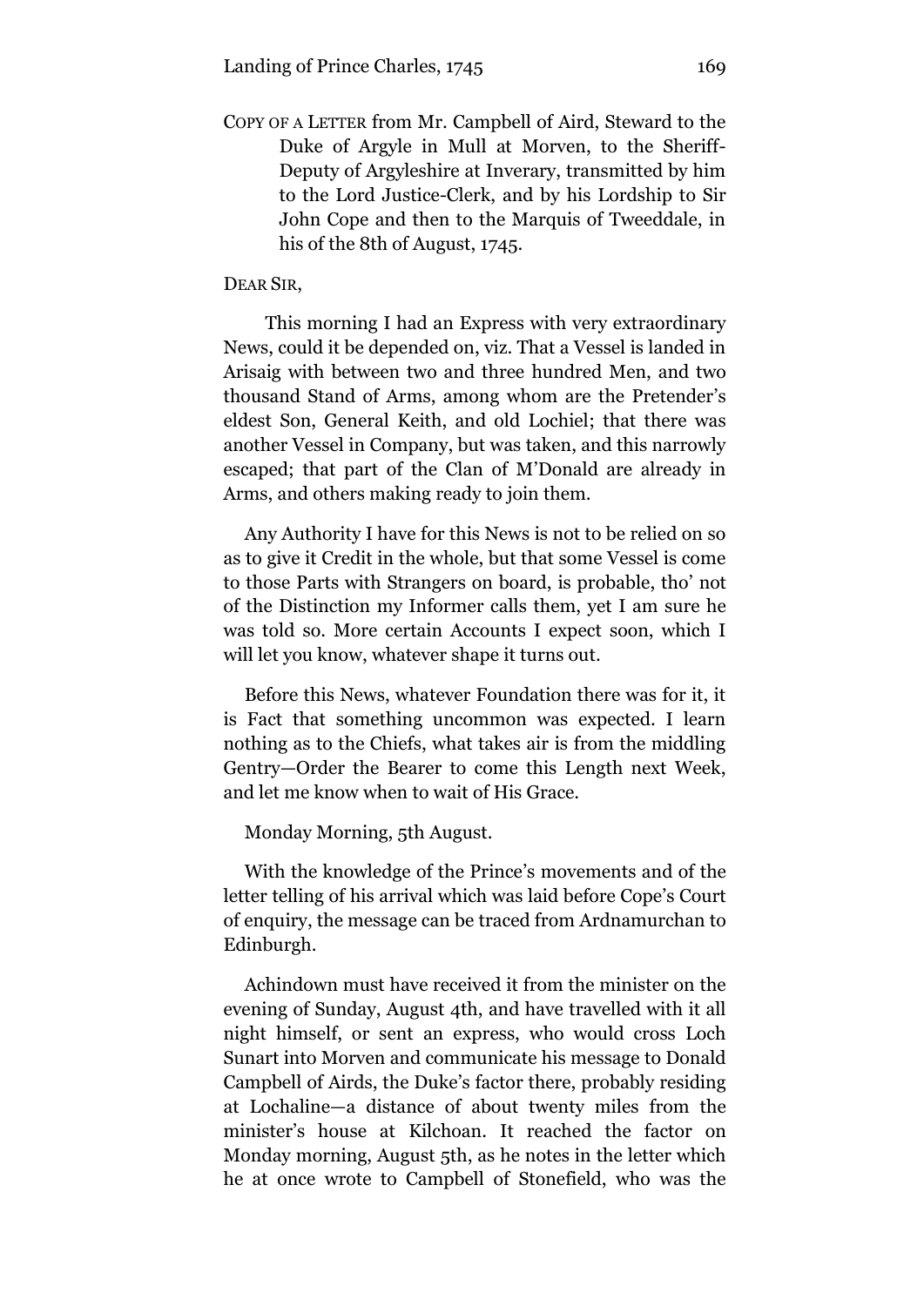COPY OF A LETTER from Mr. Campbell of Aird, Steward to the Duke of Argyle in Mull at Morven, to the Sheriff-Deputy of Argyleshire at Inverary, transmitted by him to the Lord Justice-Clerk, and by his Lordship to Sir John Cope and then to the Marquis of Tweeddale, in his of the 8th of August, 1745.

DEAR SIR,

This morning I had an Express with very extraordinary News, could it be depended on, viz. That a Vessel is landed in Arisaig with between two and three hundred Men, and two thousand Stand of Arms, among whom are the Pretender's eldest Son, General Keith, and old Lochiel; that there was another Vessel in Company, but was taken, and this narrowly escaped; that part of the Clan of M'Donald are already in Arms, and others making ready to join them.

Any Authority I have for this News is not to be relied on so as to give it Credit in the whole, but that some Vessel is come to those Parts with Strangers on board, is probable, tho' not of the Distinction my Informer calls them, yet I am sure he was told so. More certain Accounts I expect soon, which I will let you know, whatever shape it turns out.

Before this News, whatever Foundation there was for it, it is Fact that something uncommon was expected. I learn nothing as to the Chiefs, what takes air is from the middling Gentry—Order the Bearer to come this Length next Week, and let me know when to wait of His Grace.

Monday Morning, 5th August.

With the knowledge of the Prince's movements and of the letter telling of his arrival which was laid before Cope's Court of enquiry, the message can be traced from Ardnamurchan to Edinburgh.

Achindown must have received it from the minister on the evening of Sunday, August 4th, and have travelled with it all night himself, or sent an express, who would cross Loch Sunart into Morven and communicate his message to Donald Campbell of Airds, the Duke's factor there, probably residing at Lochaline—a distance of about twenty miles from the minister's house at Kilchoan. It reached the factor on Monday morning, August 5th, as he notes in the letter which he at once wrote to Campbell of Stonefield, who was the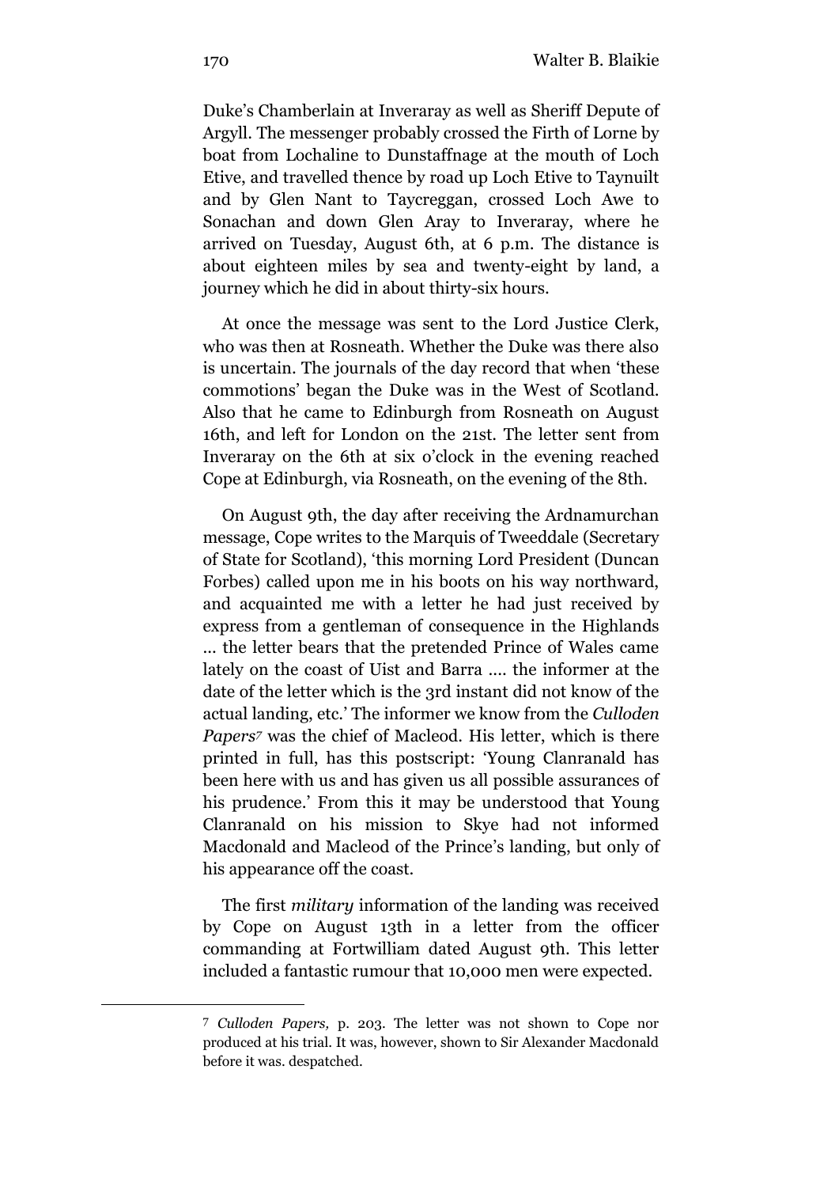Duke's Chamberlain at Inveraray as well as Sheriff Depute of Argyll. The messenger probably crossed the Firth of Lorne by boat from Lochaline to Dunstaffnage at the mouth of Loch Etive, and travelled thence by road up Loch Etive to Taynuilt and by Glen Nant to Taycreggan, crossed Loch Awe to Sonachan and down Glen Aray to Inveraray, where he arrived on Tuesday, August 6th, at 6 p.m. The distance is about eighteen miles by sea and twenty-eight by land, a journey which he did in about thirty-six hours.

At once the message was sent to the Lord Justice Clerk, who was then at Rosneath. Whether the Duke was there also is uncertain. The journals of the day record that when 'these commotions' began the Duke was in the West of Scotland. Also that he came to Edinburgh from Rosneath on August 16th, and left for London on the 21st. The letter sent from Inveraray on the 6th at six o'clock in the evening reached Cope at Edinburgh, via Rosneath, on the evening of the 8th.

On August 9th, the day after receiving the Ardnamurchan message, Cope writes to the Marquis of Tweeddale (Secretary of State for Scotland), 'this morning Lord President (Duncan Forbes) called upon me in his boots on his way northward, and acquainted me with a letter he had just received by express from a gentleman of consequence in the Highlands ... the letter bears that the pretended Prince of Wales came lately on the coast of Uist and Barra .... the informer at the date of the letter which is the 3rd instant did not know of the actual landing, etc.' The informer we know from the *Culloden Papers*[7] was the chief of Macleod. His letter, which is there printed in full, has this postscript: 'Young Clanranald has been here with us and has given us all possible assurances of his prudence.' From this it may be understood that Young Clanranald on his mission to Skye had not informed Macdonald and Macleod of the Prince's landing, but only of his appearance off the coast.

The first *military* information of the landing was received by Cope on August 13th in a letter from the officer commanding at Fortwilliam dated August 9th. This letter included a fantastic rumour that 10,000 men were expected.

---

[7] *Culloden Papers,* p. 203. The letter was not shown to Cope nor produced at his trial. It was, however, shown to Sir Alexander Macdonald before it was. despatched.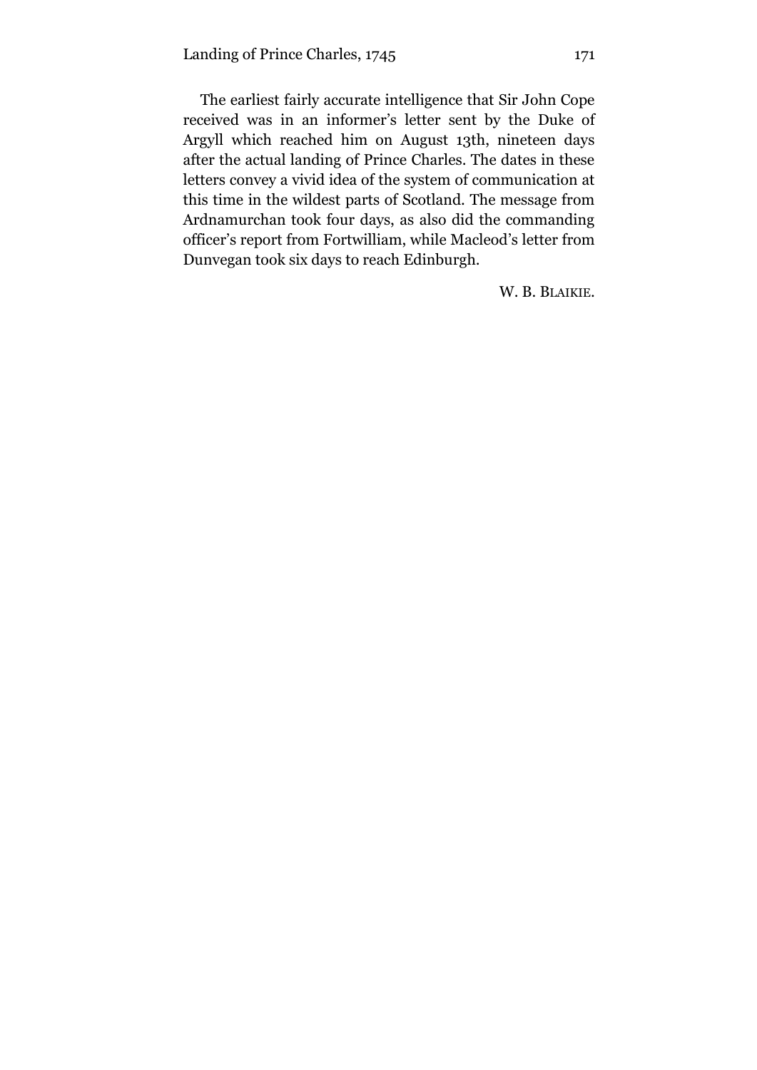The earliest fairly accurate intelligence that Sir John Cope received was in an informer's letter sent by the Duke of Argyll which reached him on August 13th, nineteen days after the actual landing of Prince Charles. The dates in these letters convey a vivid idea of the system of communication at this time in the wildest parts of Scotland. The message from Ardnamurchan took four days, as also did the commanding officer's report from Fortwilliam, while Macleod's letter from Dunvegan took six days to reach Edinburgh.

W. B. BLAIKIE.